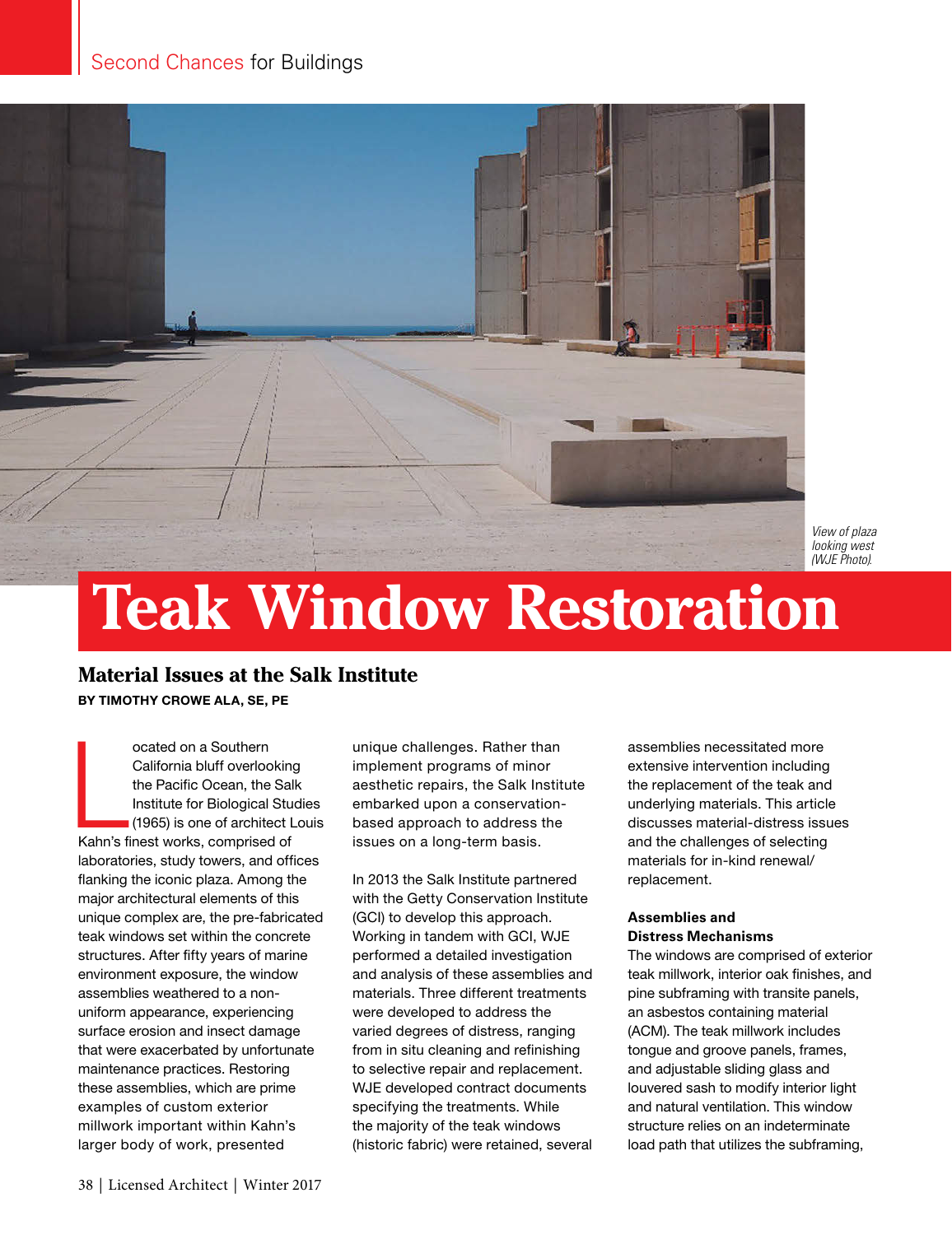View of plaza looking west (WJE Photo).

# Teak Window Restoration

## Material Issues at the Salk Institute

**BY TIMOTHY CROWE ALA, SE, PE**

Located on a Southern California bluff overlooking the Pacific Ocean, the Salk Institute for Biological Studies (1965) is one of architect Louis Kahn's finest works, comprised of laboratories, study towers, and offices flanking the iconic plaza. Among the major architectural elements of this unique complex are, the pre-fabricated teak windows set within the concrete structures. After fifty years of marine environment exposure, the window assemblies weathered to a non-uniform appearance, experiencing surface erosion and insect damage that were exacerbated by unfortunate maintenance practices. Restoring these assemblies, which are prime examples of custom exterior millwork important within Kahn's larger body of work, presented unique challenges. Rather than implement programs of minor aesthetic repairs, the Salk Institute embarked upon a conservation-based approach to address the issues on a long-term basis.

In 2013 the Salk Institute partnered with the Getty Conservation Institute (GCI) to develop this approach. Working in tandem with GCI, WJE performed a detailed investigation and analysis of these assemblies and materials. Three different treatments were developed to address the varied degrees of distress, ranging from in situ cleaning and refinishing to selective repair and replacement. WJE developed contract documents specifying the treatments. While the majority of the teak windows (historic fabric) were retained, several assemblies necessitated more extensive intervention including the replacement of the teak and underlying materials. This article discusses material-distress issues and the challenges of selecting materials for in-kind renewal/replacement.

### Assemblies and Distress Mechanisms

The windows are comprised of exterior teak millwork, interior oak finishes, and pine subframing with transite panels, an asbestos containing material (ACM). The teak millwork includes tongue and groove panels, frames, and adjustable sliding glass and louvered sash to modify interior light and natural ventilation. This window structure relies on an indeterminate load path that utilizes the subframing,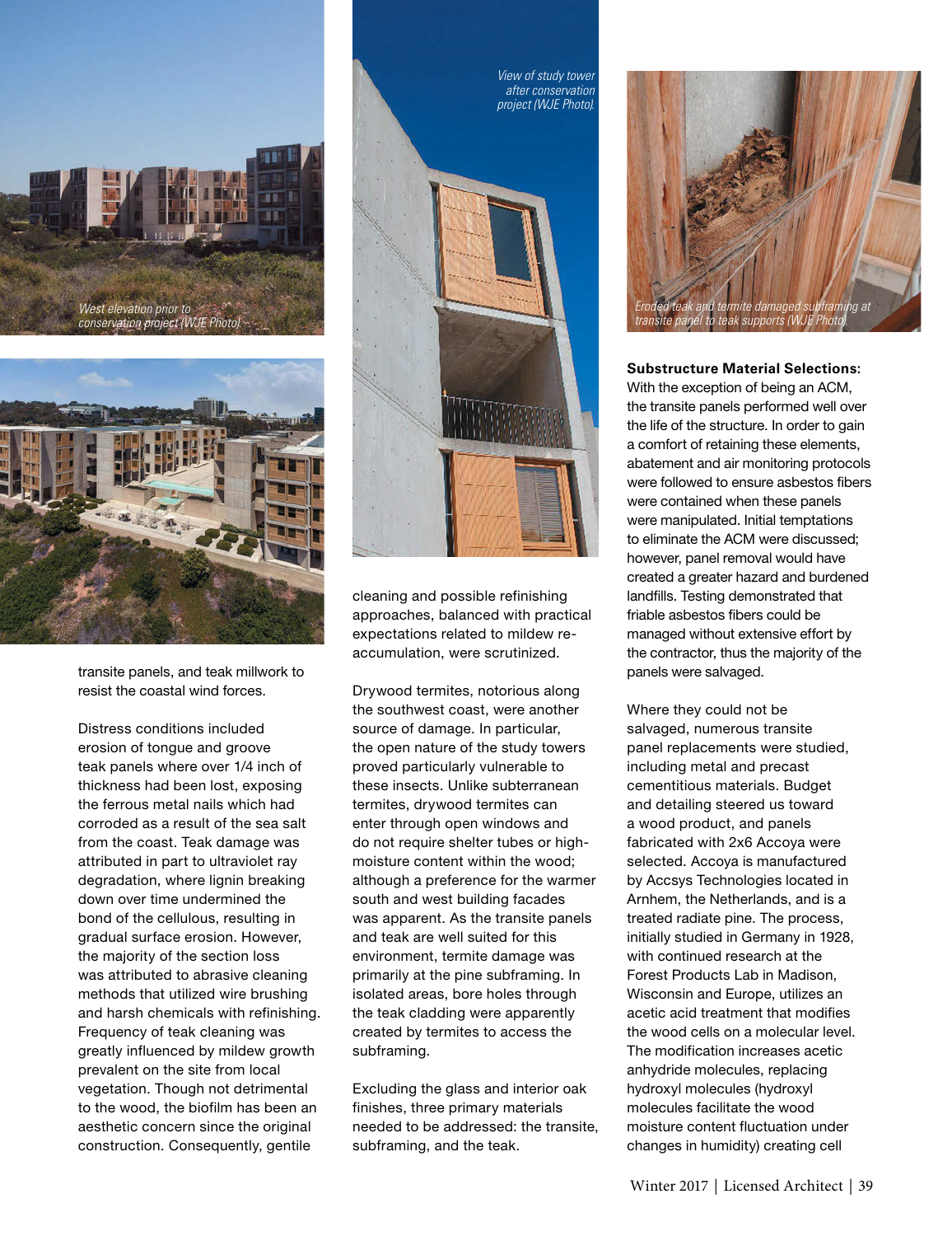West elevation prior to conservation project (WJE Photo).

View of study tower after conservation project (WJE Photo).

Eroded teak and termite damaged subframing at transite panel to teak supports (WJE Photo).

transite panels, and teak millwork to resist the coastal wind forces.

Distress conditions included erosion of tongue and groove teak panels where over 1/4 inch of thickness had been lost, exposing the ferrous metal nails which had corroded as a result of the sea salt from the coast. Teak damage was attributed in part to ultraviolet ray degradation, where lignin breaking down over time undermined the bond of the cellulous, resulting in gradual surface erosion. However, the majority of the section loss was attributed to abrasive cleaning methods that utilized wire brushing and harsh chemicals with refinishing. Frequency of teak cleaning was greatly influenced by mildew growth prevalent on the site from local vegetation. Though not detrimental to the wood, the biofilm has been an aesthetic concern since the original construction. Consequently, gentile cleaning and possible refinishing approaches, balanced with practical expectations related to mildew re-accumulation, were scrutinized.

Drywood termites, notorious along the southwest coast, were another source of damage. In particular, the open nature of the study towers proved particularly vulnerable to these insects. Unlike subterranean termites, drywood termites can enter through open windows and do not require shelter tubes or high-moisture content within the wood; although a preference for the warmer south and west building facades was apparent. As the transite panels and teak are well suited for this environment, termite damage was primarily at the pine subframing. In isolated areas, bore holes through the teak cladding were apparently created by termites to access the subframing.

Excluding the glass and interior oak finishes, three primary materials needed to be addressed: the transite, subframing, and the teak.

**Substructure Material Selections:** With the exception of being an ACM, the transite panels performed well over the life of the structure. In order to gain a comfort of retaining these elements, abatement and air monitoring protocols were followed to ensure asbestos fibers were contained when these panels were manipulated. Initial temptations to eliminate the ACM were discussed; however, panel removal would have created a greater hazard and burdened landfills. Testing demonstrated that friable asbestos fibers could be managed without extensive effort by the contractor, thus the majority of the panels were salvaged.

Where they could not be salvaged, numerous transite panel replacements were studied, including metal and precast cementitious materials. Budget and detailing steered us toward a wood product, and panels fabricated with 2x6 Accoya were selected. Accoya is manufactured by Accsys Technologies located in Arnhem, the Netherlands, and is a treated radiate pine. The process, initially studied in Germany in 1928, with continued research at the Forest Products Lab in Madison, Wisconsin and Europe, utilizes an acetic acid treatment that modifies the wood cells on a molecular level. The modification increases acetic anhydride molecules, replacing hydroxyl molecules (hydroxyl molecules facilitate the wood moisture content fluctuation under changes in humidity) creating cell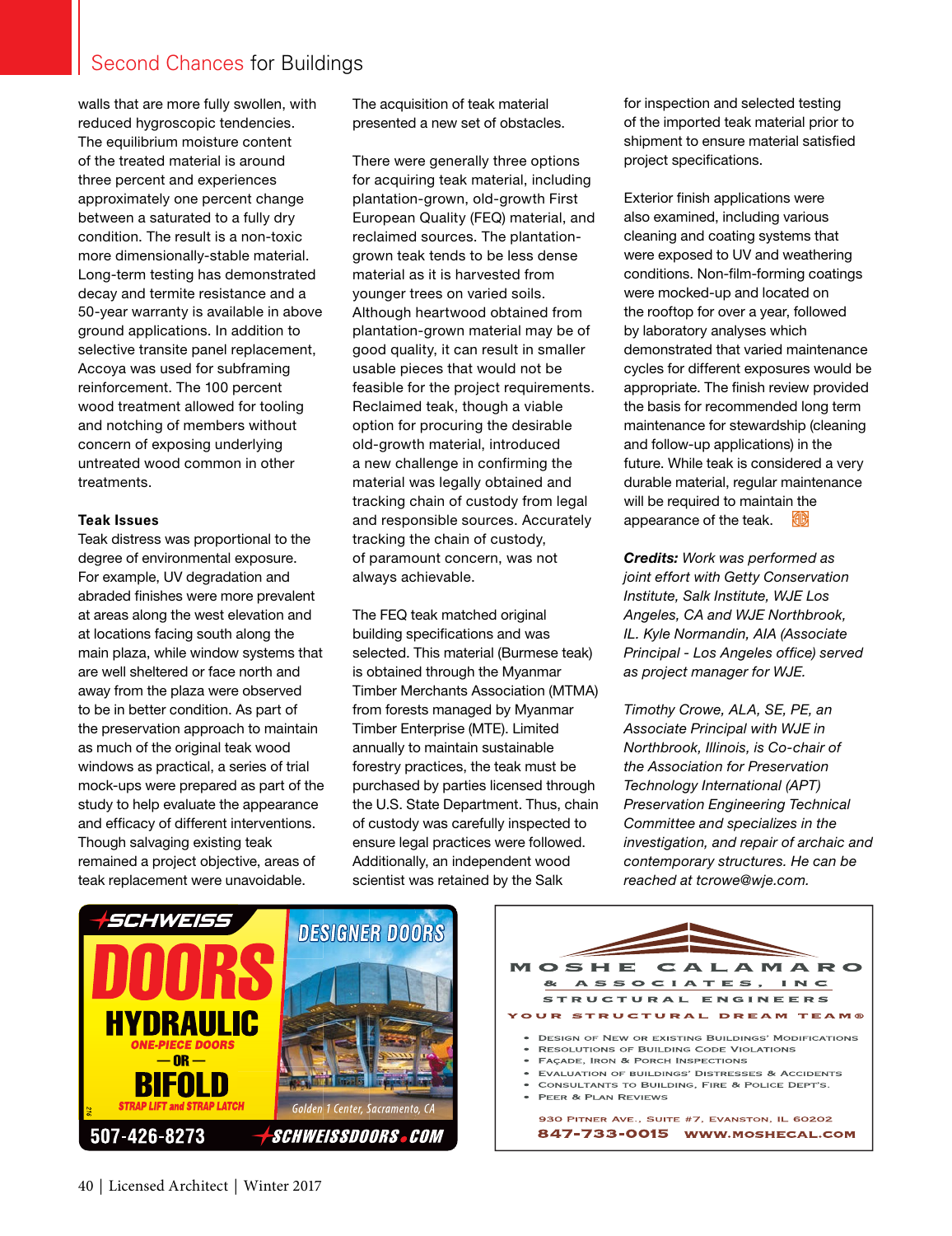walls that are more fully swollen, with reduced hygroscopic tendencies. The equilibrium moisture content of the treated material is around three percent and experiences approximately one percent change between a saturated to a fully dry condition. The result is a non-toxic more dimensionally-stable material. Long-term testing has demonstrated decay and termite resistance and a 50-year warranty is available in above ground applications. In addition to selective transite panel replacement, Accoya was used for subframing reinforcement. The 100 percent wood treatment allowed for tooling and notching of members without concern of exposing underlying untreated wood common in other treatments.

### Teak Issues

Teak distress was proportional to the degree of environmental exposure. For example, UV degradation and abraded finishes were more prevalent at areas along the west elevation and at locations facing south along the main plaza, while window systems that are well sheltered or face north and away from the plaza were observed to be in better condition. As part of the preservation approach to maintain as much of the original teak wood as practical, a series of trial mock-ups were prepared as part of the study to help evaluate the appearance and efficacy of different interventions. Though salvaging existing teak remained a project objective, areas of teak replacement were unavoidable.

The acquisition of teak material presented a new set of obstacles.

There were generally three options for acquiring teak material, including plantation-grown, old-growth First European Quality (FEQ) material, and reclaimed sources. The plantation-grown teak tends to be less dense material as it is harvested from younger trees on varied soils. Although heartwood obtained from plantation-grown material may be of good quality, it can result in smaller usable pieces that would not be feasible for the project requirements. Reclaimed teak, though a viable option for procuring the desirable old-growth material, introduced a new challenge in confirming the material was legally obtained and tracking chain of custody from legal and responsible sources. Accurately tracking the chain of custody, of paramount concern, was not always achievable.

The FEQ teak matched original building specifications and was selected. This material (Burmese teak) is obtained through the Myanmar Timber Merchants Association (MTMA) from forests managed by Myanmar Timber Enterprise (MTE). Limited annually to maintain sustainable forestry practices, the teak must be purchased by parties licensed through the U.S. State Department. Thus, chain of custody was carefully inspected to ensure legal practices were followed. Additionally, an independent wood scientist was retained by the Salk for inspection and selected testing of the imported teak material prior to shipment to ensure material satisfied project specifications.

Exterior finish applications were also examined, including various cleaning and coating systems that were exposed to UV and weathering conditions. Non-film-forming coatings were mocked-up and located on the rooftop for over a year, followed by laboratory analyses which demonstrated that varied maintenance cycles for different exposures would be appropriate. The finish review provided the basis for recommended long term maintenance for stewardship (cleaning and follow-up applications) in the future. While teak is considered a very durable material, regular maintenance will be required to maintain the appearance of the teak.

***Credits:*** *Work was performed as joint effort with Getty Conservation Institute, Salk Institute, WJE Los Angeles, CA and WJE Northbrook, IL. Kyle Normandin, AIA (Associate Principal - Los Angeles office) served as project manager for WJE.*

*Timothy Crowe, ALA, SE, PE, an Associate Principal with WJE in Northbrook, Illinois, is Co-chair of the Association for Preservation Technology International (APT) Preservation Engineering Technical Committee and specializes in the investigation, and repair of archaic and contemporary structures. He can be reached at tcrowe@wje.com.*

SCHWEISS DOORS HYDRAULIC ONE-PIECE DOORS — OR — BIFOLD STRAP LIFT and STRAP LATCH

DESIGNER DOORS

Golden 1 Center, Sacramento, CA

507-426-8273 SCHWEISSDOORS.COM

MOSHE CALAMARO & ASSOCIATES, INC STRUCTURAL ENGINEERS

YOUR STRUCTURAL DREAM TEAM®

- Design of New or existing Buildings' Modifications
- Resolutions of Building Code Violations
- Façade, Iron & Porch Inspections
- Evaluation of Buildings' Distresses & Accidents
- Consultants to Building, Fire & Police Dept's.
- Peer & Plan Reviews

930 Pitner Ave., Suite #7, Evanston, IL 60202

847-733-0015 www.moshecal.com